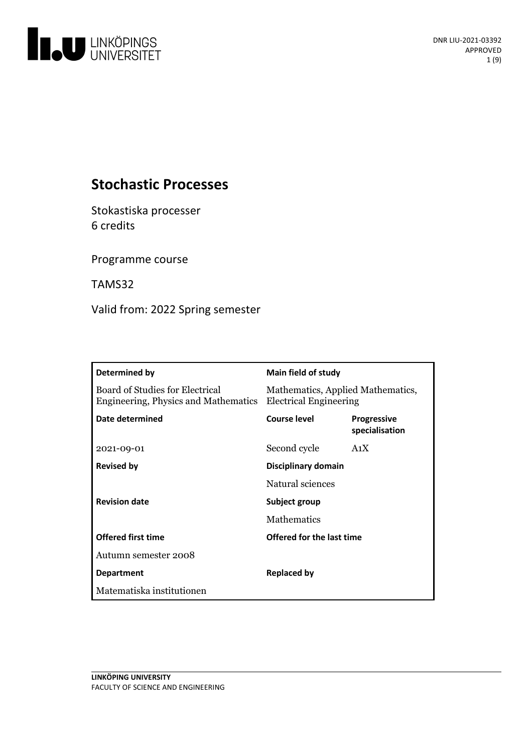DNR LIU-2021-03392
APPROVED

# Stochastic Processes

Stokastiska processer
6 credits

Programme course

TAMS32

Valid from: 2022 Spring semester

| **Determined by** | **Main field of study** | |
|---|---|---|
| Board of Studies for Electrical Engineering, Physics and Mathematics | Mathematics, Applied Mathematics, Electrical Engineering | |
| **Date determined** | **Course level** | **Progressive specialisation** |
| 2021-09-01 | Second cycle | A1X |
| **Revised by** | **Disciplinary domain** | |
| | Natural sciences | |
| **Revision date** | **Subject group** | |
| | Mathematics | |
| **Offered first time** | **Offered for the last time** | |
| Autumn semester 2008 | | |
| **Department** | **Replaced by** | |
| Matematiska institutionen | | |

LINKÖPING UNIVERSITY
FACULTY OF SCIENCE AND ENGINEERING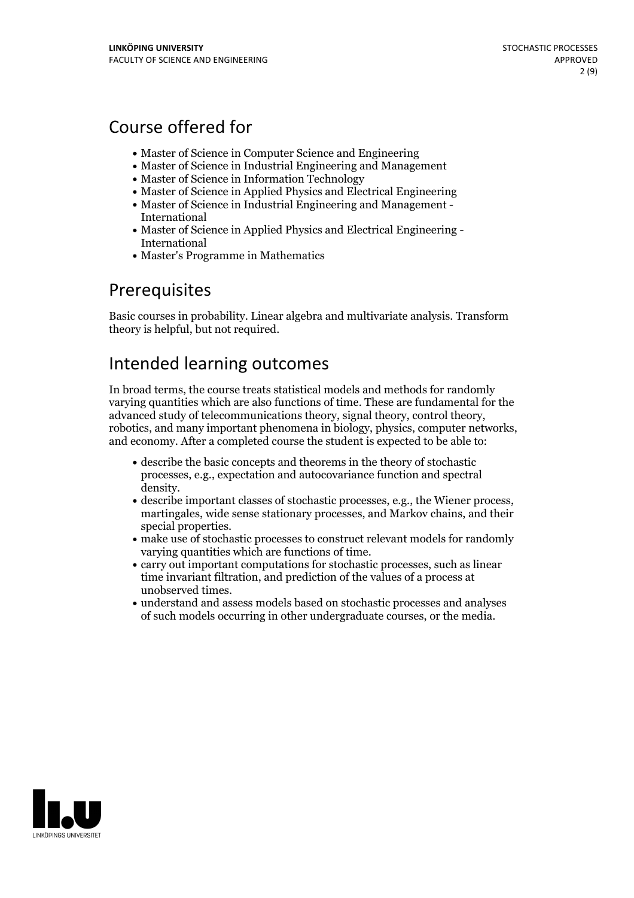## Course offered for

- Master of Science in Computer Science and Engineering
- Master of Science in Industrial Engineering and Management
- Master of Science in Information Technology
- Master of Science in Applied Physics and Electrical Engineering
- Master of Science in Industrial Engineering and Management - International
- Master of Science in Applied Physics and Electrical Engineering - International
- Master's Programme in Mathematics

## Prerequisites

Basic courses in probability. Linear algebra and multivariate analysis. Transform theory is helpful, but not required.

## Intended learning outcomes

In broad terms, the course treats statistical models and methods for randomly varying quantities which are also functions of time. These are fundamental for the advanced study of telecommunications theory, signal theory, control theory, robotics, and many important phenomena in biology, physics, computer networks, and economy. After a completed course the student is expected to be able to:

- describe the basic concepts and theorems in the theory of stochastic processes, e.g., expectation and autocovariance function and spectral density.
- describe important classes of stochastic processes, e.g., the Wiener process, martingales, wide sense stationary processes, and Markov chains, and their special properties.
- make use of stochastic processes to construct relevant models for randomly varying quantities which are functions of time.
- carry out important computations for stochastic processes, such as linear time invariant filtration, and prediction of the values of a process at unobserved times.
- understand and assess models based on stochastic processes and analyses of such models occurring in other undergraduate courses, or the media.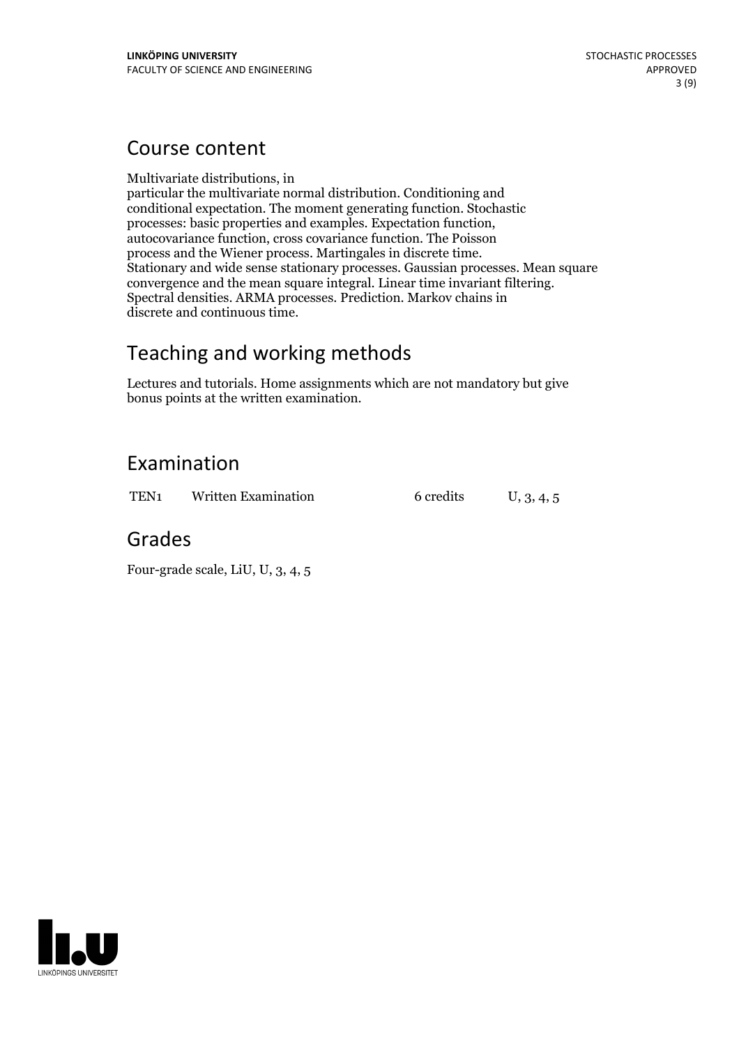## Course content

Multivariate distributions, in particular the multivariate normal distribution. Conditioning and conditional expectation. The moment generating function. Stochastic processes: basic properties and examples. Expectation function, autocovariance function, cross covariance function. The Poisson process and the Wiener process. Martingales in discrete time. Stationary and wide sense stationary processes. Gaussian processes. Mean square convergence and the mean square integral. Linear time invariant filtering. Spectral densities. ARMA processes. Prediction. Markov chains in discrete and continuous time.

## Teaching and working methods

Lectures and tutorials. Home assignments which are not mandatory but give bonus points at the written examination.

## Examination

| | | | |
|---|---|---|---|
| TEN1 | Written Examination | 6 credits | U, 3, 4, 5 |

## Grades

Four-grade scale, LiU, U, 3, 4, 5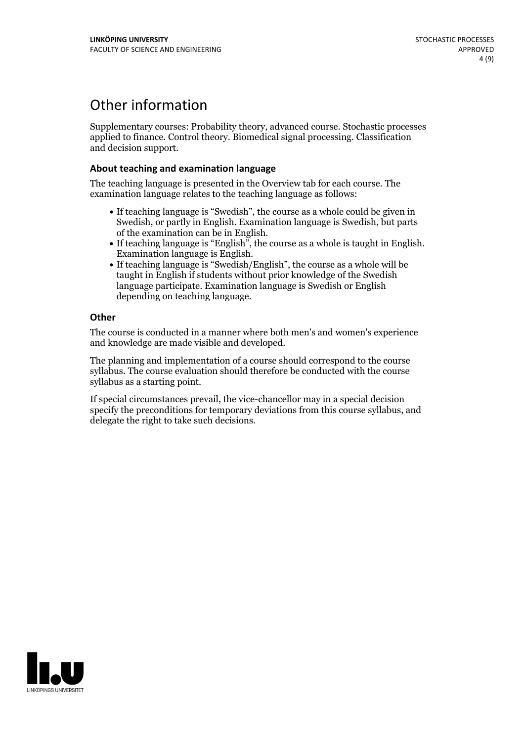# Other information

Supplementary courses: Probability theory, advanced course. Stochastic processes applied to finance. Control theory. Biomedical signal processing. Classification and decision support.

### About teaching and examination language

The teaching language is presented in the Overview tab for each course. The examination language relates to the teaching language as follows:

- If teaching language is "Swedish", the course as a whole could be given in Swedish, or partly in English. Examination language is Swedish, but parts of the examination can be in English.
- If teaching language is "English", the course as a whole is taught in English. Examination language is English.
- If teaching language is "Swedish/English", the course as a whole will be taught in English if students without prior knowledge of the Swedish language participate. Examination language is Swedish or English depending on teaching language.

### Other

The course is conducted in a manner where both men's and women's experience and knowledge are made visible and developed.

The planning and implementation of a course should correspond to the course syllabus. The course evaluation should therefore be conducted with the course syllabus as a starting point.

If special circumstances prevail, the vice-chancellor may in a special decision specify the preconditions for temporary deviations from this course syllabus, and delegate the right to take such decisions.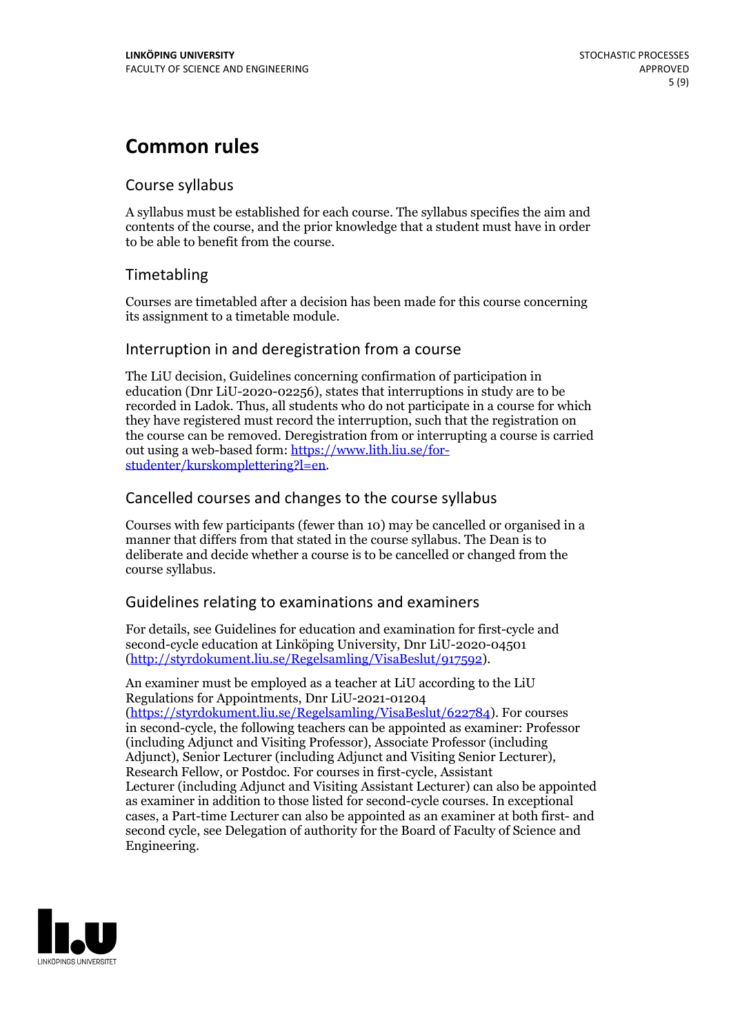# Common rules

## Course syllabus

A syllabus must be established for each course. The syllabus specifies the aim and contents of the course, and the prior knowledge that a student must have in order to be able to benefit from the course.

## Timetabling

Courses are timetabled after a decision has been made for this course concerning its assignment to a timetable module.

## Interruption in and deregistration from a course

The LiU decision, Guidelines concerning confirmation of participation in education (Dnr LiU-2020-02256), states that interruptions in study are to be recorded in Ladok. Thus, all students who do not participate in a course for which they have registered must record the interruption, such that the registration on the course can be removed. Deregistration from or interrupting a course is carried out using a web-based form: [https://www.lith.liu.se/for-studenter/kurskomplettering?l=en](https://www.lith.liu.se/for-studenter/kurskomplettering?l=en).

## Cancelled courses and changes to the course syllabus

Courses with few participants (fewer than 10) may be cancelled or organised in a manner that differs from that stated in the course syllabus. The Dean is to deliberate and decide whether a course is to be cancelled or changed from the course syllabus.

## Guidelines relating to examinations and examiners

For details, see Guidelines for education and examination for first-cycle and second-cycle education at Linköping University, Dnr LiU-2020-04501 ([http://styrdokument.liu.se/Regelsamling/VisaBeslut/917592](http://styrdokument.liu.se/Regelsamling/VisaBeslut/917592)).

An examiner must be employed as a teacher at LiU according to the LiU Regulations for Appointments, Dnr LiU-2021-01204 ([https://styrdokument.liu.se/Regelsamling/VisaBeslut/622784](https://styrdokument.liu.se/Regelsamling/VisaBeslut/622784)). For courses in second-cycle, the following teachers can be appointed as examiner: Professor (including Adjunct and Visiting Professor), Associate Professor (including Adjunct), Senior Lecturer (including Adjunct and Visiting Senior Lecturer), Research Fellow, or Postdoc. For courses in first-cycle, Assistant Lecturer (including Adjunct and Visiting Assistant Lecturer) can also be appointed as examiner in addition to those listed for second-cycle courses. In exceptional cases, a Part-time Lecturer can also be appointed as an examiner at both first- and second cycle, see Delegation of authority for the Board of Faculty of Science and Engineering.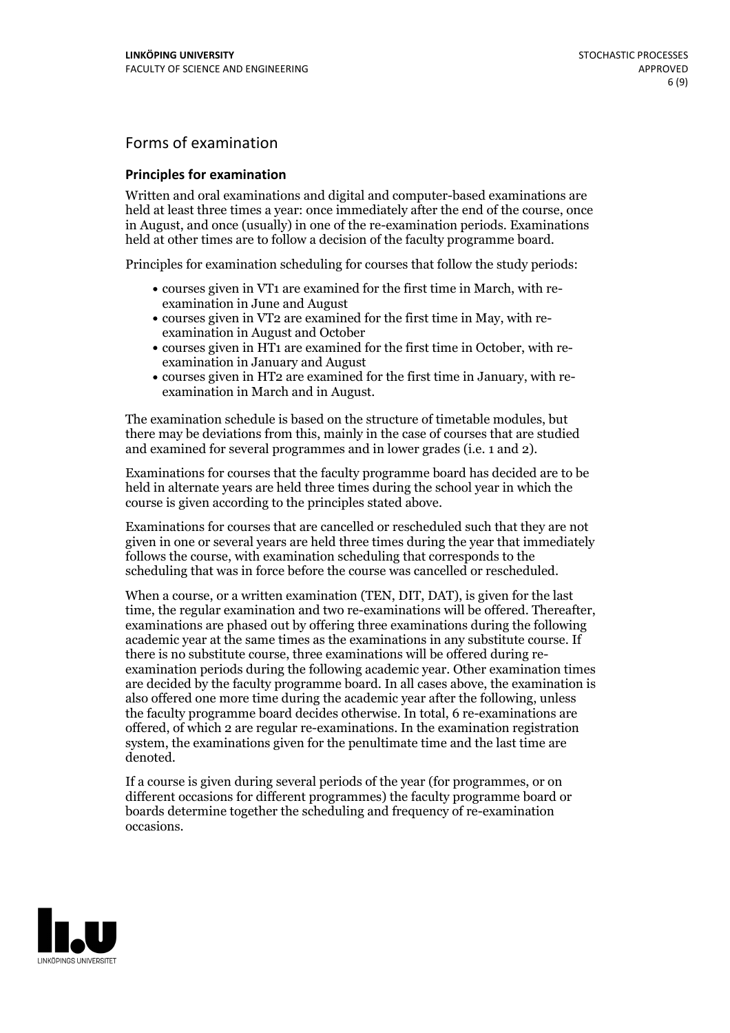## Forms of examination

### Principles for examination

Written and oral examinations and digital and computer-based examinations are held at least three times a year: once immediately after the end of the course, once in August, and once (usually) in one of the re-examination periods. Examinations held at other times are to follow a decision of the faculty programme board.

Principles for examination scheduling for courses that follow the study periods:

- courses given in VT1 are examined for the first time in March, with re-examination in June and August
- courses given in VT2 are examined for the first time in May, with re-examination in August and October
- courses given in HT1 are examined for the first time in October, with re-examination in January and August
- courses given in HT2 are examined for the first time in January, with re-examination in March and in August.

The examination schedule is based on the structure of timetable modules, but there may be deviations from this, mainly in the case of courses that are studied and examined for several programmes and in lower grades (i.e. 1 and 2).

Examinations for courses that the faculty programme board has decided are to be held in alternate years are held three times during the school year in which the course is given according to the principles stated above.

Examinations for courses that are cancelled or rescheduled such that they are not given in one or several years are held three times during the year that immediately follows the course, with examination scheduling that corresponds to the scheduling that was in force before the course was cancelled or rescheduled.

When a course, or a written examination (TEN, DIT, DAT), is given for the last time, the regular examination and two re-examinations will be offered. Thereafter, examinations are phased out by offering three examinations during the following academic year at the same times as the examinations in any substitute course. If there is no substitute course, three examinations will be offered during re-examination periods during the following academic year. Other examination times are decided by the faculty programme board. In all cases above, the examination is also offered one more time during the academic year after the following, unless the faculty programme board decides otherwise. In total, 6 re-examinations are offered, of which 2 are regular re-examinations. In the examination registration system, the examinations given for the penultimate time and the last time are denoted.

If a course is given during several periods of the year (for programmes, or on different occasions for different programmes) the faculty programme board or boards determine together the scheduling and frequency of re-examination occasions.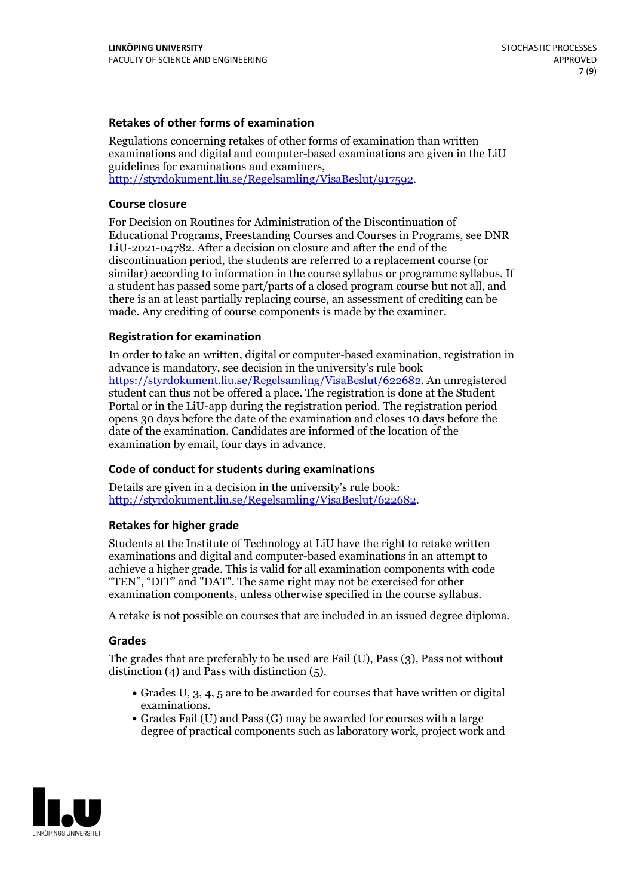### Retakes of other forms of examination

Regulations concerning retakes of other forms of examination than written examinations and digital and computer-based examinations are given in the LiU guidelines for examinations and examiners, http://styrdokument.liu.se/Regelsamling/VisaBeslut/917592.

### Course closure

For Decision on Routines for Administration of the Discontinuation of Educational Programs, Freestanding Courses and Courses in Programs, see DNR LiU-2021-04782. After a decision on closure and after the end of the discontinuation period, the students are referred to a replacement course (or similar) according to information in the course syllabus or programme syllabus. If a student has passed some part/parts of a closed program course but not all, and there is an at least partially replacing course, an assessment of crediting can be made. Any crediting of course components is made by the examiner.

### Registration for examination

In order to take an written, digital or computer-based examination, registration in advance is mandatory, see decision in the university's rule book https://styrdokument.liu.se/Regelsamling/VisaBeslut/622682. An unregistered student can thus not be offered a place. The registration is done at the Student Portal or in the LiU-app during the registration period. The registration period opens 30 days before the date of the examination and closes 10 days before the date of the examination. Candidates are informed of the location of the examination by email, four days in advance.

### Code of conduct for students during examinations

Details are given in a decision in the university's rule book: http://styrdokument.liu.se/Regelsamling/VisaBeslut/622682.

### Retakes for higher grade

Students at the Institute of Technology at LiU have the right to retake written examinations and digital and computer-based examinations in an attempt to achieve a higher grade. This is valid for all examination components with code "TEN", "DIT" and "DAT". The same right may not be exercised for other examination components, unless otherwise specified in the course syllabus.

A retake is not possible on courses that are included in an issued degree diploma.

### Grades

The grades that are preferably to be used are Fail (U), Pass (3), Pass not without distinction (4) and Pass with distinction (5).

- Grades U, 3, 4, 5 are to be awarded for courses that have written or digital examinations.
- Grades Fail (U) and Pass (G) may be awarded for courses with a large degree of practical components such as laboratory work, project work and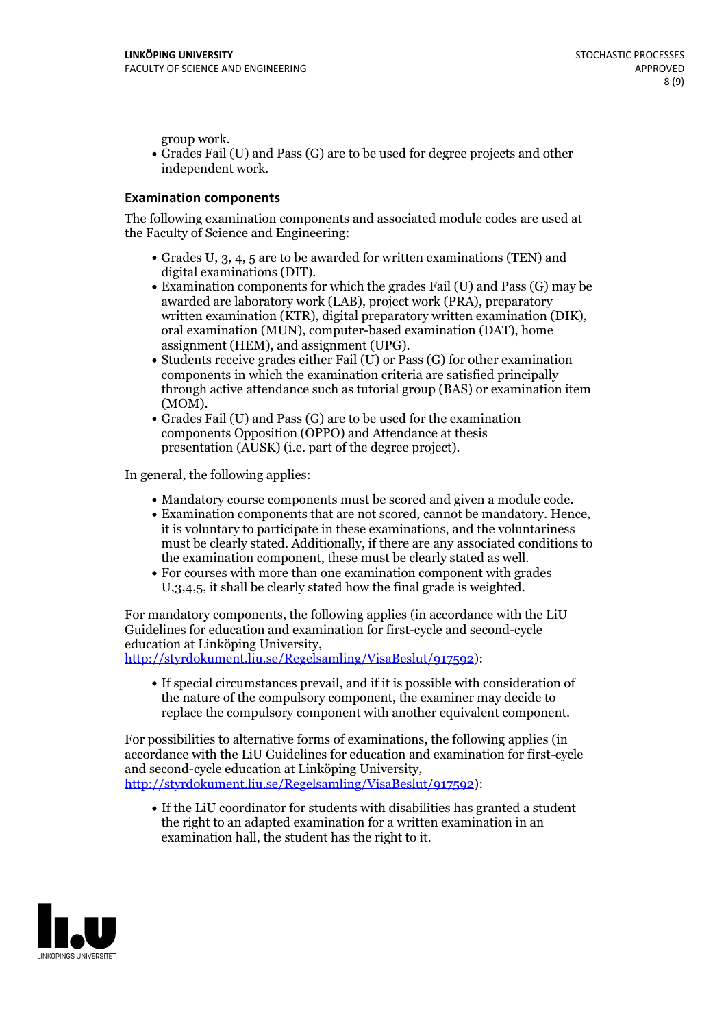group work.

- Grades Fail (U) and Pass (G) are to be used for degree projects and other independent work.

### Examination components

The following examination components and associated module codes are used at the Faculty of Science and Engineering:

- Grades U, 3, 4, 5 are to be awarded for written examinations (TEN) and digital examinations (DIT).
- Examination components for which the grades Fail (U) and Pass (G) may be awarded are laboratory work (LAB), project work (PRA), preparatory written examination (KTR), digital preparatory written examination (DIK), oral examination (MUN), computer-based examination (DAT), home assignment (HEM), and assignment (UPG).
- Students receive grades either Fail (U) or Pass (G) for other examination components in which the examination criteria are satisfied principally through active attendance such as tutorial group (BAS) or examination item (MOM).
- Grades Fail (U) and Pass (G) are to be used for the examination components Opposition (OPPO) and Attendance at thesis presentation (AUSK) (i.e. part of the degree project).

In general, the following applies:

- Mandatory course components must be scored and given a module code.
- Examination components that are not scored, cannot be mandatory. Hence, it is voluntary to participate in these examinations, and the voluntariness must be clearly stated. Additionally, if there are any associated conditions to the examination component, these must be clearly stated as well.
- For courses with more than one examination component with grades U,3,4,5, it shall be clearly stated how the final grade is weighted.

For mandatory components, the following applies (in accordance with the LiU Guidelines for education and examination for first-cycle and second-cycle education at Linköping University, http://styrdokument.liu.se/Regelsamling/VisaBeslut/917592):

- If special circumstances prevail, and if it is possible with consideration of the nature of the compulsory component, the examiner may decide to replace the compulsory component with another equivalent component.

For possibilities to alternative forms of examinations, the following applies (in accordance with the LiU Guidelines for education and examination for first-cycle and second-cycle education at Linköping University, http://styrdokument.liu.se/Regelsamling/VisaBeslut/917592):

- If the LiU coordinator for students with disabilities has granted a student the right to an adapted examination for a written examination in an examination hall, the student has the right to it.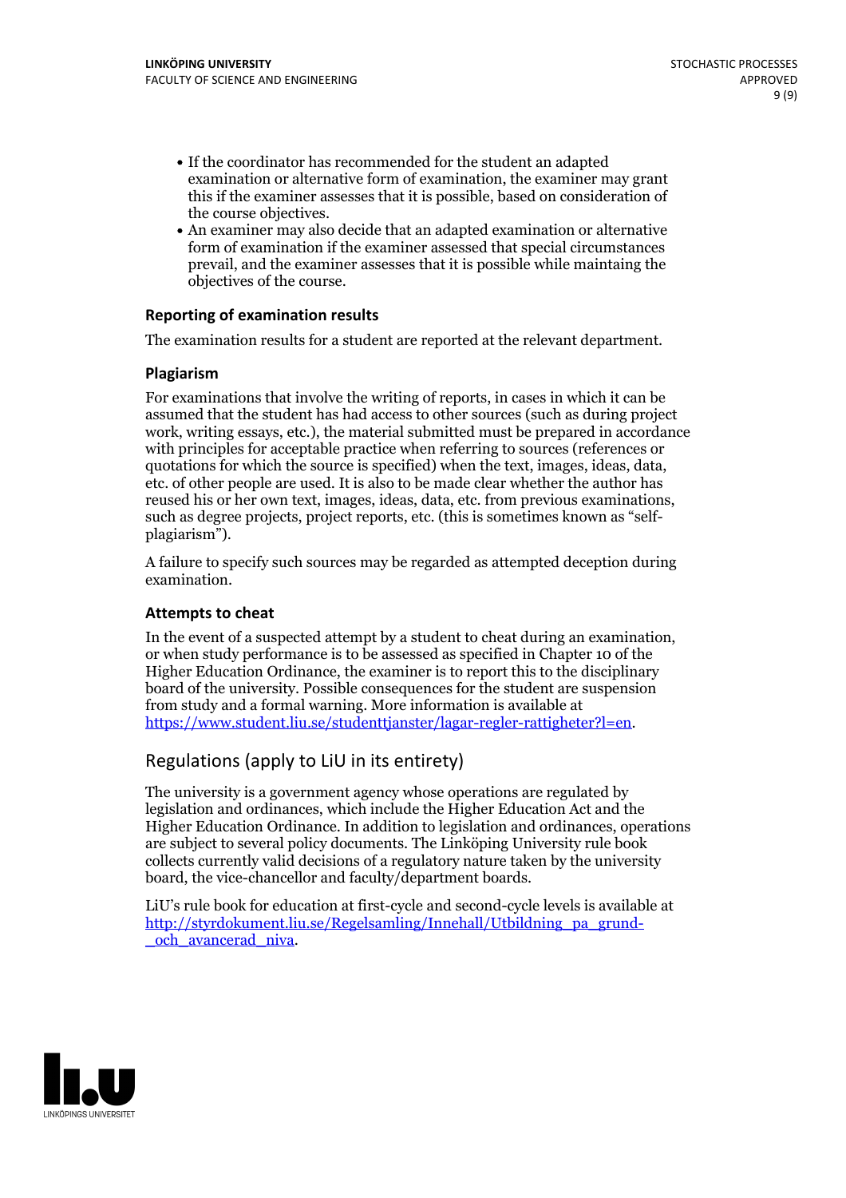- If the coordinator has recommended for the student an adapted examination or alternative form of examination, the examiner may grant this if the examiner assesses that it is possible, based on consideration of the course objectives.
- An examiner may also decide that an adapted examination or alternative form of examination if the examiner assessed that special circumstances prevail, and the examiner assesses that it is possible while maintaing the objectives of the course.

### Reporting of examination results

The examination results for a student are reported at the relevant department.

### Plagiarism

For examinations that involve the writing of reports, in cases in which it can be assumed that the student has had access to other sources (such as during project work, writing essays, etc.), the material submitted must be prepared in accordance with principles for acceptable practice when referring to sources (references or quotations for which the source is specified) when the text, images, ideas, data, etc. of other people are used. It is also to be made clear whether the author has reused his or her own text, images, ideas, data, etc. from previous examinations, such as degree projects, project reports, etc. (this is sometimes known as "self-plagiarism").

A failure to specify such sources may be regarded as attempted deception during examination.

### Attempts to cheat

In the event of a suspected attempt by a student to cheat during an examination, or when study performance is to be assessed as specified in Chapter 10 of the Higher Education Ordinance, the examiner is to report this to the disciplinary board of the university. Possible consequences for the student are suspension from study and a formal warning. More information is available at https://www.student.liu.se/studenttjanster/lagar-regler-rattigheter?l=en.

## Regulations (apply to LiU in its entirety)

The university is a government agency whose operations are regulated by legislation and ordinances, which include the Higher Education Act and the Higher Education Ordinance. In addition to legislation and ordinances, operations are subject to several policy documents. The Linköping University rule book collects currently valid decisions of a regulatory nature taken by the university board, the vice-chancellor and faculty/department boards.

LiU's rule book for education at first-cycle and second-cycle levels is available at http://styrdokument.liu.se/Regelsamling/Innehall/Utbildning_pa_grund-_och_avancerad_niva.